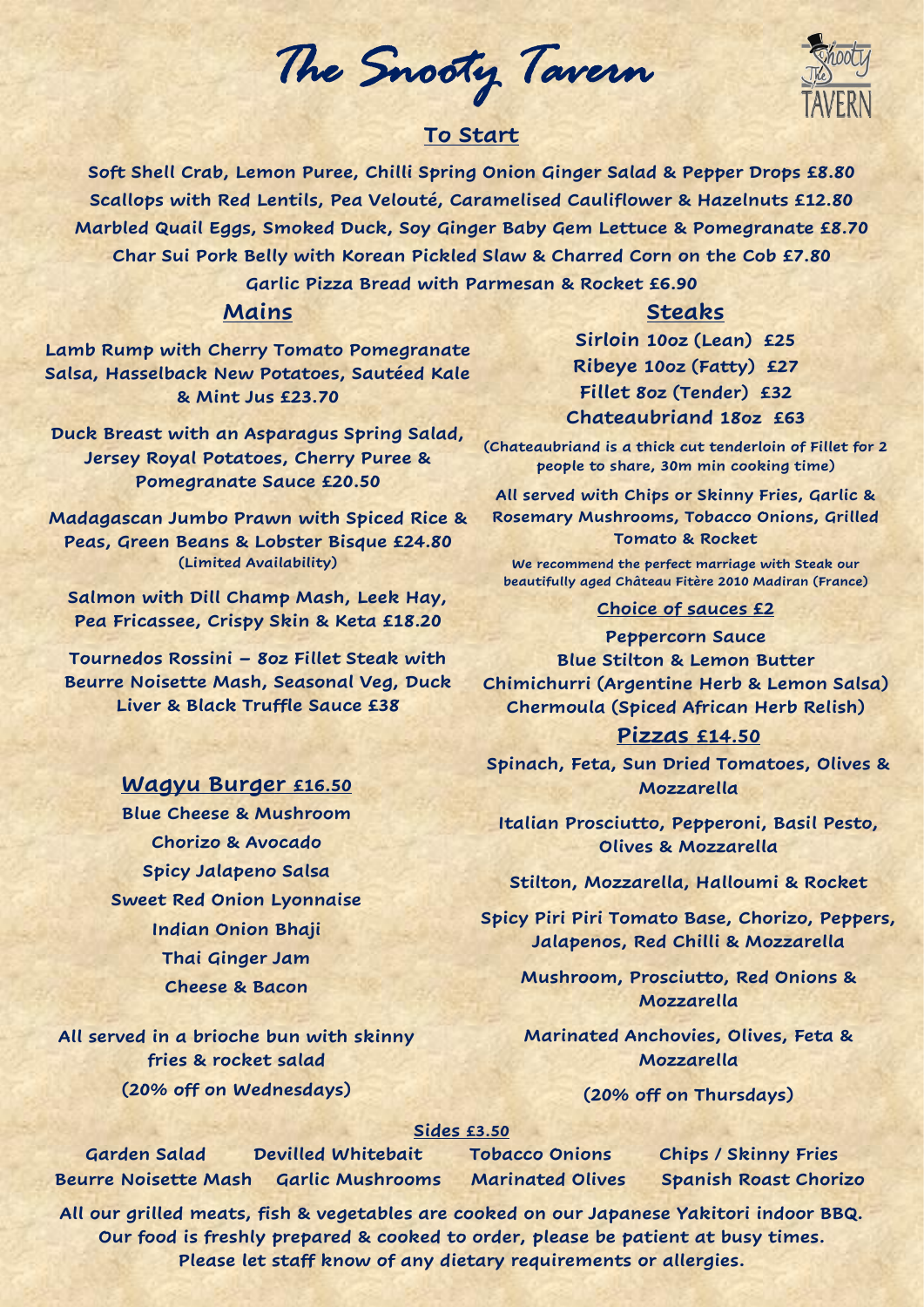# The Snooty Tavern

## To Start

**Soft Shell Crab, Lemon Puree, Chilli Spring Onion Ginger Salad & Pepper Drops £8.80**

**Scallops with Red Lentils, Pea Velouté, Caramelised Cauliflower & Hazelnuts £12.80**

**Marbled Quail Eggs, Smoked Duck, Soy Ginger Baby Gem Lettuce & Pomegranate £8.70**

**Char Sui Pork Belly with Korean Pickled Slaw & Charred Corn on the Cob £7.80**

**Garlic Pizza Bread with Parmesan & Rocket £6.90**

## Mains

**Lamb Rump with Cherry Tomato Pomegranate Salsa, Hasselback New Potatoes, Sautéed Kale & Mint Jus £23.70**

**Duck Breast with an Asparagus Spring Salad, Jersey Royal Potatoes, Cherry Puree & Pomegranate Sauce £20.50**

**Madagascan Jumbo Prawn with Spiced Rice & Peas, Green Beans & Lobster Bisque £24.80**
(Limited Availability)

**Salmon with Dill Champ Mash, Leek Hay, Pea Fricassee, Crispy Skin & Keta £18.20**

**Tournedos Rossini – 8oz Fillet Steak with Beurre Noisette Mash, Seasonal Veg, Duck Liver & Black Truffle Sauce £38**

## Wagyu Burger £16.50

**Blue Cheese & Mushroom**

**Chorizo & Avocado**

**Spicy Jalapeno Salsa**

**Sweet Red Onion Lyonnaise**

**Indian Onion Bhaji**

**Thai Ginger Jam**

**Cheese & Bacon**

**All served in a brioche bun with skinny fries & rocket salad**

**(20% off on Wednesdays)**

## Steaks

**Sirloin 10oz (Lean) £25**

**Ribeye 10oz (Fatty) £27**

**Fillet 8oz (Tender) £32**

**Chateaubriand 18oz £63**

(Chateaubriand is a thick cut tenderloin of Fillet for 2 people to share, 30m min cooking time)

**All served with Chips or Skinny Fries, Garlic & Rosemary Mushrooms, Tobacco Onions, Grilled Tomato & Rocket**

We recommend the perfect marriage with Steak our beautifully aged Château Fitère 2010 Madiran (France)

### Choice of sauces £2

**Peppercorn Sauce**

**Blue Stilton & Lemon Butter**

**Chimichurri (Argentine Herb & Lemon Salsa)**

**Chermoula (Spiced African Herb Relish)**

## Pizzas £14.50

**Spinach, Feta, Sun Dried Tomatoes, Olives & Mozzarella**

**Italian Prosciutto, Pepperoni, Basil Pesto, Olives & Mozzarella**

**Stilton, Mozzarella, Halloumi & Rocket**

**Spicy Piri Piri Tomato Base, Chorizo, Peppers, Jalapenos, Red Chilli & Mozzarella**

**Mushroom, Prosciutto, Red Onions & Mozzarella**

**Marinated Anchovies, Olives, Feta & Mozzarella**

**(20% off on Thursdays)**

### Sides £3.50

| | | | |
|---|---|---|---|
| Garden Salad | Devilled Whitebait | Tobacco Onions | Chips / Skinny Fries |
| Beurre Noisette Mash | Garlic Mushrooms | Marinated Olives | Spanish Roast Chorizo |

**All our grilled meats, fish & vegetables are cooked on our Japanese Yakitori indoor BBQ.**
**Our food is freshly prepared & cooked to order, please be patient at busy times.**
**Please let staff know of any dietary requirements or allergies.**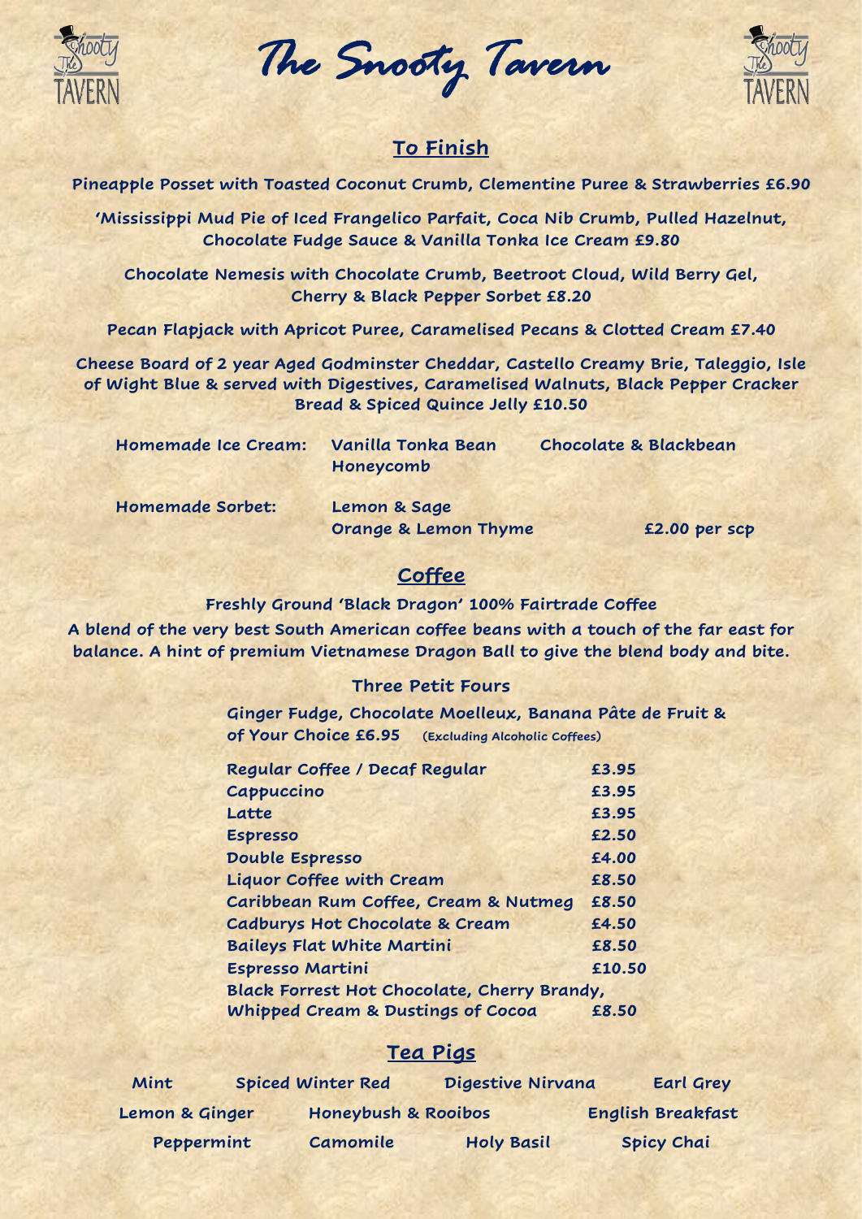# The Snooty Tavern

## To Finish

**Pineapple Posset with Toasted Coconut Crumb, Clementine Puree & Strawberries £6.90**

**'Mississippi Mud Pie of Iced Frangelico Parfait, Coca Nib Crumb, Pulled Hazelnut, Chocolate Fudge Sauce & Vanilla Tonka Ice Cream £9.80**

**Chocolate Nemesis with Chocolate Crumb, Beetroot Cloud, Wild Berry Gel, Cherry & Black Pepper Sorbet £8.20**

**Pecan Flapjack with Apricot Puree, Caramelised Pecans & Clotted Cream £7.40**

**Cheese Board of 2 year Aged Godminster Cheddar, Castello Creamy Brie, Taleggio, Isle of Wight Blue & served with Digestives, Caramelised Walnuts, Black Pepper Cracker Bread & Spiced Quince Jelly £10.50**

| | | | |
|---|---|---|---|
| Homemade Ice Cream: | Vanilla Tonka Bean<br>Honeycomb | Chocolate & Blackbean | |
| Homemade Sorbet: | Lemon & Sage<br>Orange & Lemon Thyme | | £2.00 per scp |

## Coffee

**Freshly Ground 'Black Dragon' 100% Fairtrade Coffee**

**A blend of the very best South American coffee beans with a touch of the far east for balance. A hint of premium Vietnamese Dragon Ball to give the blend body and bite.**

### Three Petit Fours

**Ginger Fudge, Chocolate Moelleux, Banana Pâte de Fruit & of Your Choice £6.95** (Excluding Alcoholic Coffees)

| | |
|---|---|
| Regular Coffee / Decaf Regular | £3.95 |
| Cappuccino | £3.95 |
| Latte | £3.95 |
| Espresso | £2.50 |
| Double Espresso | £4.00 |
| Liquor Coffee with Cream | £8.50 |
| Caribbean Rum Coffee, Cream & Nutmeg | £8.50 |
| Cadburys Hot Chocolate & Cream | £4.50 |
| Baileys Flat White Martini | £8.50 |
| Espresso Martini | £10.50 |
| Black Forrest Hot Chocolate, Cherry Brandy, Whipped Cream & Dustings of Cocoa | £8.50 |

## Tea Pigs

| | | | |
|---|---|---|---|
| Mint | Spiced Winter Red | Digestive Nirvana | Earl Grey |
| Lemon & Ginger | Honeybush & Rooibos | | English Breakfast |
| Peppermint | Camomile | Holy Basil | Spicy Chai |